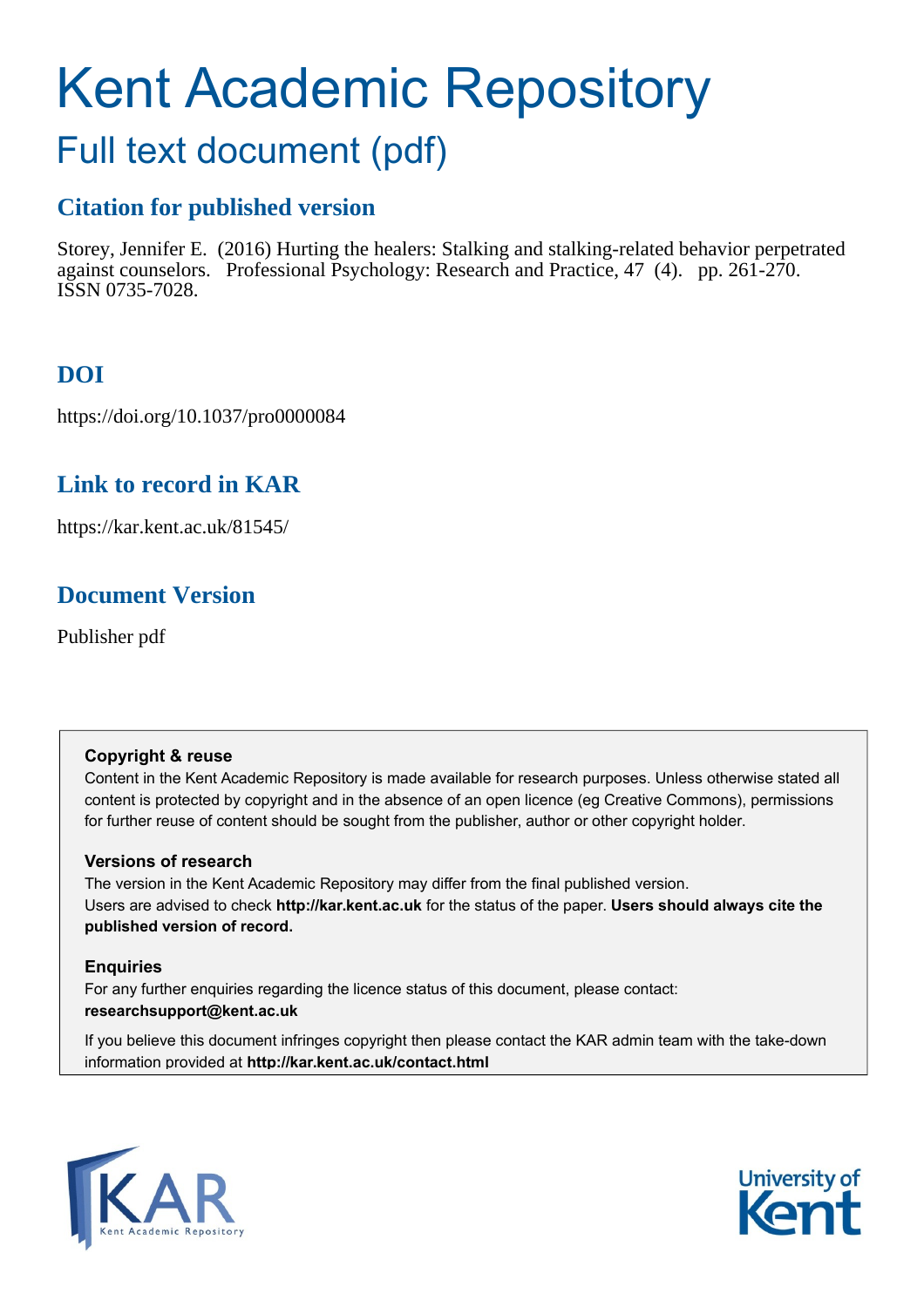# Kent Academic Repository

## Full text document (pdf)

### Citation for published version

Storey, Jennifer E. (2016) Hurting the healers: Stalking and stalking-related behavior perpetrated against counselors. Professional Psychology: Research and Practice, 47 (4). pp. 261-270. ISSN 0735-7028.

### DOI

https://doi.org/10.1037/pro0000084

### Link to record in KAR

https://kar.kent.ac.uk/81545/

### Document Version

Publisher pdf

**Copyright & reuse**

Content in the Kent Academic Repository is made available for research purposes. Unless otherwise stated all content is protected by copyright and in the absence of an open licence (eg Creative Commons), permissions for further reuse of content should be sought from the publisher, author or other copyright holder.

**Versions of research**

The version in the Kent Academic Repository may differ from the final published version.
Users are advised to check **http://kar.kent.ac.uk** for the status of the paper. **Users should always cite the published version of record.**

**Enquiries**

For any further enquiries regarding the licence status of this document, please contact:
**researchsupport@kent.ac.uk**

If you believe this document infringes copyright then please contact the KAR admin team with the take-down information provided at **http://kar.kent.ac.uk/contact.html**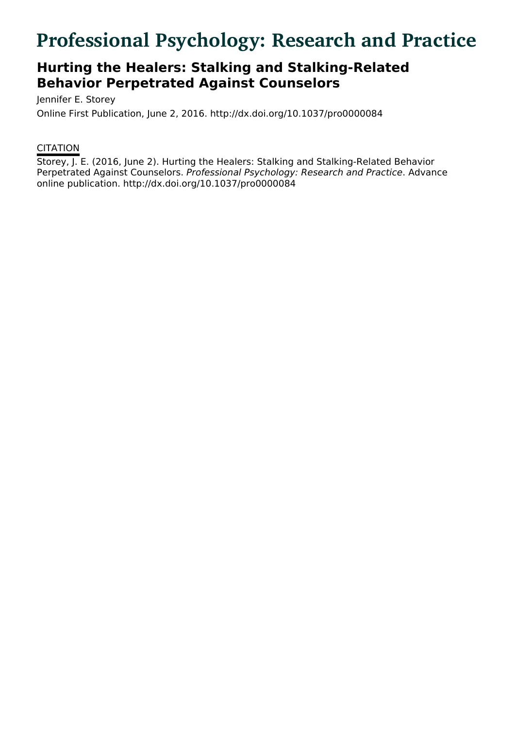# Professional Psychology: Research and Practice

## Hurting the Healers: Stalking and Stalking-Related Behavior Perpetrated Against Counselors

Jennifer E. Storey

Online First Publication, June 2, 2016. http://dx.doi.org/10.1037/pro0000084

CITATION

Storey, J. E. (2016, June 2). Hurting the Healers: Stalking and Stalking-Related Behavior Perpetrated Against Counselors. *Professional Psychology: Research and Practice*. Advance online publication. http://dx.doi.org/10.1037/pro0000084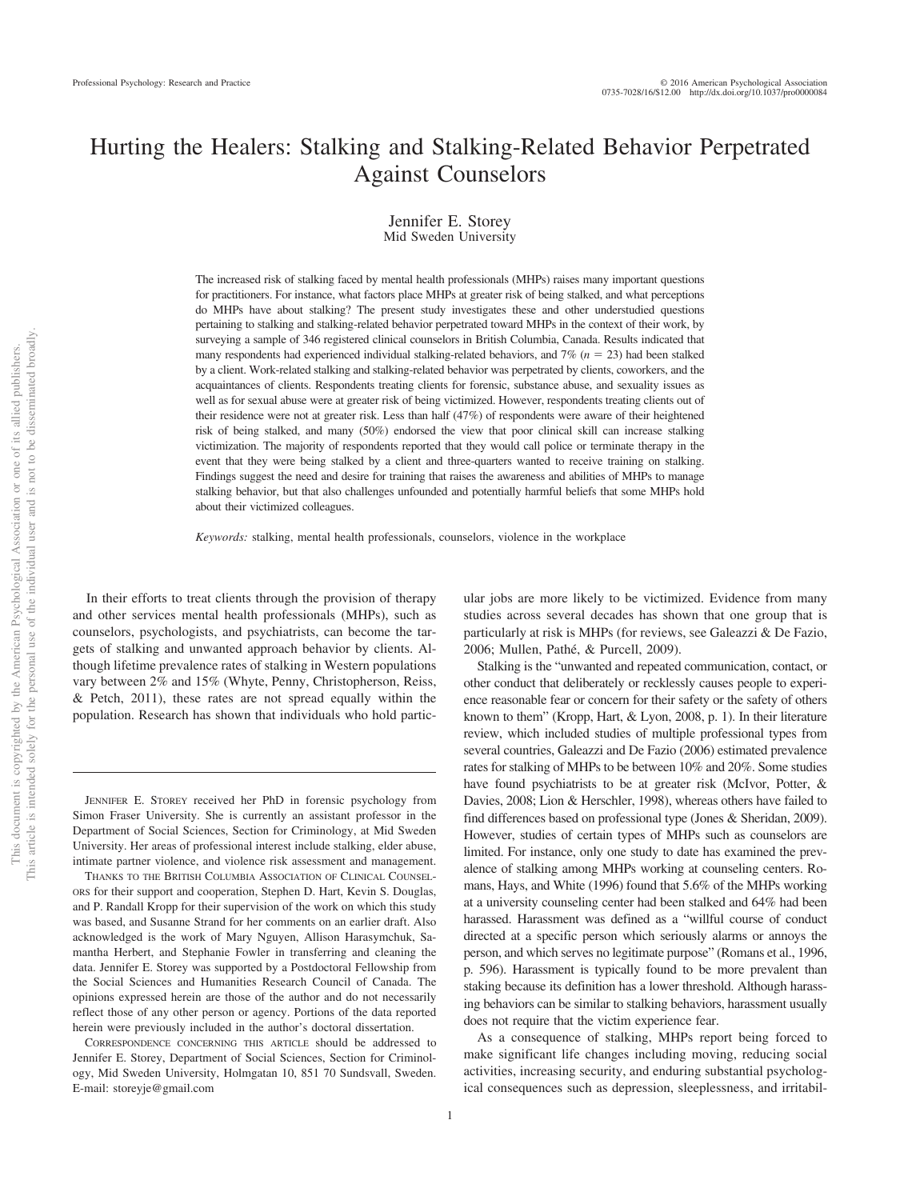# Hurting the Healers: Stalking and Stalking-Related Behavior Perpetrated Against Counselors

Jennifer E. Storey
Mid Sweden University

The increased risk of stalking faced by mental health professionals (MHPs) raises many important questions for practitioners. For instance, what factors place MHPs at greater risk of being stalked, and what perceptions do MHPs have about stalking? The present study investigates these and other understudied questions pertaining to stalking and stalking-related behavior perpetrated toward MHPs in the context of their work, by surveying a sample of 346 registered clinical counselors in British Columbia, Canada. Results indicated that many respondents had experienced individual stalking-related behaviors, and 7% ($n = 23$) had been stalked by a client. Work-related stalking and stalking-related behavior was perpetrated by clients, coworkers, and the acquaintances of clients. Respondents treating clients for forensic, substance abuse, and sexuality issues as well as for sexual abuse were at greater risk of being victimized. However, respondents treating clients out of their residence were not at greater risk. Less than half (47%) of respondents were aware of their heightened risk of being stalked, and many (50%) endorsed the view that poor clinical skill can increase stalking victimization. The majority of respondents reported that they would call police or terminate therapy in the event that they were being stalked by a client and three-quarters wanted to receive training on stalking. Findings suggest the need and desire for training that raises the awareness and abilities of MHPs to manage stalking behavior, but that also challenges unfounded and potentially harmful beliefs that some MHPs hold about their victimized colleagues.

*Keywords:* stalking, mental health professionals, counselors, violence in the workplace

In their efforts to treat clients through the provision of therapy and other services mental health professionals (MHPs), such as counselors, psychologists, and psychiatrists, can become the targets of stalking and unwanted approach behavior by clients. Although lifetime prevalence rates of stalking in Western populations vary between 2% and 15% (Whyte, Penny, Christopherson, Reiss, & Petch, 2011), these rates are not spread equally within the population. Research has shown that individuals who hold particular jobs are more likely to be victimized. Evidence from many studies across several decades has shown that one group that is particularly at risk is MHPs (for reviews, see Galeazzi & De Fazio, 2006; Mullen, Pathé, & Purcell, 2009).

Stalking is the "unwanted and repeated communication, contact, or other conduct that deliberately or recklessly causes people to experience reasonable fear or concern for their safety or the safety of others known to them" (Kropp, Hart, & Lyon, 2008, p. 1). In their literature review, which included studies of multiple professional types from several countries, Galeazzi and De Fazio (2006) estimated prevalence rates for stalking of MHPs to be between 10% and 20%. Some studies have found psychiatrists to be at greater risk (McIvor, Potter, & Davies, 2008; Lion & Herschler, 1998), whereas others have failed to find differences based on professional type (Jones & Sheridan, 2009). However, studies of certain types of MHPs such as counselors are limited. For instance, only one study to date has examined the prevalence of stalking among MHPs working at counseling centers. Romans, Hays, and White (1996) found that 5.6% of the MHPs working at a university counseling center had been stalked and 64% had been harassed. Harassment was defined as a "willful course of conduct directed at a specific person which seriously alarms or annoys the person, and which serves no legitimate purpose" (Romans et al., 1996, p. 596). Harassment is typically found to be more prevalent than staking because its definition has a lower threshold. Although harassing behaviors can be similar to stalking behaviors, harassment usually does not require that the victim experience fear.

As a consequence of stalking, MHPs report being forced to make significant life changes including moving, reducing social activities, increasing security, and enduring substantial psychological consequences such as depression, sleeplessness, and irritabil-

---

Jennifer E. Storey received her PhD in forensic psychology from Simon Fraser University. She is currently an assistant professor in the Department of Social Sciences, Section for Criminology, at Mid Sweden University. Her areas of professional interest include stalking, elder abuse, intimate partner violence, and violence risk assessment and management.

Thanks to the British Columbia Association of Clinical Counselors for their support and cooperation, Stephen D. Hart, Kevin S. Douglas, and P. Randall Kropp for their supervision of the work on which this study was based, and Susanne Strand for her comments on an earlier draft. Also acknowledged is the work of Mary Nguyen, Allison Harasymchuk, Samantha Herbert, and Stephanie Fowler in transferring and cleaning the data. Jennifer E. Storey was supported by a Postdoctoral Fellowship from the Social Sciences and Humanities Research Council of Canada. The opinions expressed herein are those of the author and do not necessarily reflect those of any other person or agency. Portions of the data reported herein were previously included in the author's doctoral dissertation.

Correspondence concerning this article should be addressed to Jennifer E. Storey, Department of Social Sciences, Section for Criminology, Mid Sweden University, Holmgatan 10, 851 70 Sundsvall, Sweden. E-mail: storeyje@gmail.com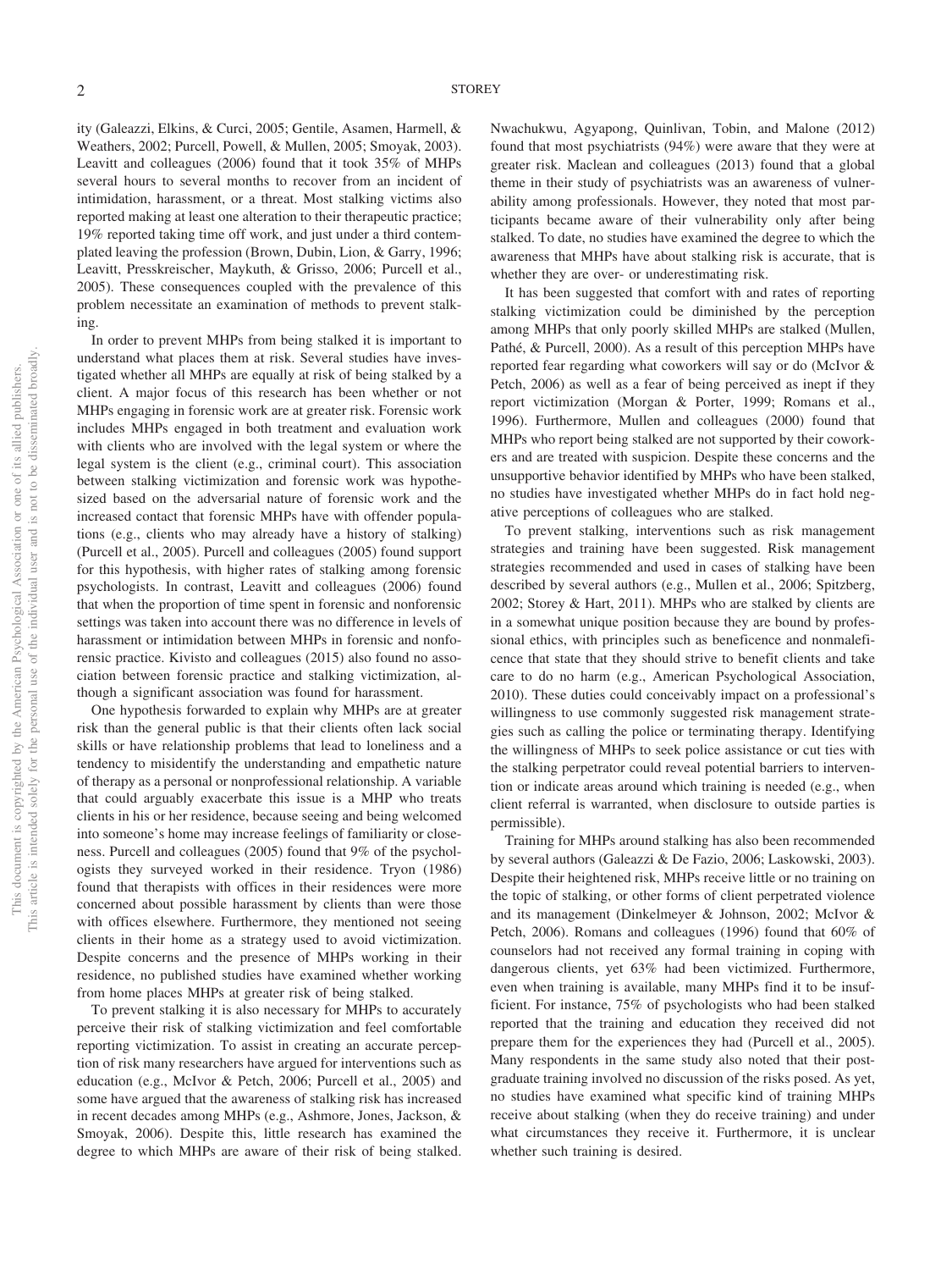ity (Galeazzi, Elkins, & Curci, 2005; Gentile, Asamen, Harmell, & Weathers, 2002; Purcell, Powell, & Mullen, 2005; Smoyak, 2003). Leavitt and colleagues (2006) found that it took 35% of MHPs several hours to several months to recover from an incident of intimidation, harassment, or a threat. Most stalking victims also reported making at least one alteration to their therapeutic practice; 19% reported taking time off work, and just under a third contemplated leaving the profession (Brown, Dubin, Lion, & Garry, 1996; Leavitt, Presskreischer, Maykuth, & Grisso, 2006; Purcell et al., 2005). These consequences coupled with the prevalence of this problem necessitate an examination of methods to prevent stalking.

In order to prevent MHPs from being stalked it is important to understand what places them at risk. Several studies have investigated whether all MHPs are equally at risk of being stalked by a client. A major focus of this research has been whether or not MHPs engaging in forensic work are at greater risk. Forensic work includes MHPs engaged in both treatment and evaluation work with clients who are involved with the legal system or where the legal system is the client (e.g., criminal court). This association between stalking victimization and forensic work was hypothesized based on the adversarial nature of forensic work and the increased contact that forensic MHPs have with offender populations (e.g., clients who may already have a history of stalking) (Purcell et al., 2005). Purcell and colleagues (2005) found support for this hypothesis, with higher rates of stalking among forensic psychologists. In contrast, Leavitt and colleagues (2006) found that when the proportion of time spent in forensic and nonforensic settings was taken into account there was no difference in levels of harassment or intimidation between MHPs in forensic and nonforensic practice. Kivisto and colleagues (2015) also found no association between forensic practice and stalking victimization, although a significant association was found for harassment.

One hypothesis forwarded to explain why MHPs are at greater risk than the general public is that their clients often lack social skills or have relationship problems that lead to loneliness and a tendency to misidentify the understanding and empathetic nature of therapy as a personal or nonprofessional relationship. A variable that could arguably exacerbate this issue is a MHP who treats clients in his or her residence, because seeing and being welcomed into someone's home may increase feelings of familiarity or closeness. Purcell and colleagues (2005) found that 9% of the psychologists they surveyed worked in their residence. Tryon (1986) found that therapists with offices in their residences were more concerned about possible harassment by clients than were those with offices elsewhere. Furthermore, they mentioned not seeing clients in their home as a strategy used to avoid victimization. Despite concerns and the presence of MHPs working in their residence, no published studies have examined whether working from home places MHPs at greater risk of being stalked.

To prevent stalking it is also necessary for MHPs to accurately perceive their risk of stalking victimization and feel comfortable reporting victimization. To assist in creating an accurate perception of risk many researchers have argued for interventions such as education (e.g., McIvor & Petch, 2006; Purcell et al., 2005) and some have argued that the awareness of stalking risk has increased in recent decades among MHPs (e.g., Ashmore, Jones, Jackson, & Smoyak, 2006). Despite this, little research has examined the degree to which MHPs are aware of their risk of being stalked. Nwachukwu, Agyapong, Quinlivan, Tobin, and Malone (2012) found that most psychiatrists (94%) were aware that they were at greater risk. Maclean and colleagues (2013) found that a global theme in their study of psychiatrists was an awareness of vulnerability among professionals. However, they noted that most participants became aware of their vulnerability only after being stalked. To date, no studies have examined the degree to which the awareness that MHPs have about stalking risk is accurate, that is whether they are over- or underestimating risk.

It has been suggested that comfort with and rates of reporting stalking victimization could be diminished by the perception among MHPs that only poorly skilled MHPs are stalked (Mullen, Pathé, & Purcell, 2000). As a result of this perception MHPs have reported fear regarding what coworkers will say or do (McIvor & Petch, 2006) as well as a fear of being perceived as inept if they report victimization (Morgan & Porter, 1999; Romans et al., 1996). Furthermore, Mullen and colleagues (2000) found that MHPs who report being stalked are not supported by their coworkers and are treated with suspicion. Despite these concerns and the unsupportive behavior identified by MHPs who have been stalked, no studies have investigated whether MHPs do in fact hold negative perceptions of colleagues who are stalked.

To prevent stalking, interventions such as risk management strategies and training have been suggested. Risk management strategies recommended and used in cases of stalking have been described by several authors (e.g., Mullen et al., 2006; Spitzberg, 2002; Storey & Hart, 2011). MHPs who are stalked by clients are in a somewhat unique position because they are bound by professional ethics, with principles such as beneficence and nonmaleficence that state that they should strive to benefit clients and take care to do no harm (e.g., American Psychological Association, 2010). These duties could conceivably impact on a professional's willingness to use commonly suggested risk management strategies such as calling the police or terminating therapy. Identifying the willingness of MHPs to seek police assistance or cut ties with the stalking perpetrator could reveal potential barriers to intervention or indicate areas around which training is needed (e.g., when client referral is warranted, when disclosure to outside parties is permissible).

Training for MHPs around stalking has also been recommended by several authors (Galeazzi & De Fazio, 2006; Laskowski, 2003). Despite their heightened risk, MHPs receive little or no training on the topic of stalking, or other forms of client perpetrated violence and its management (Dinkelmeyer & Johnson, 2002; McIvor & Petch, 2006). Romans and colleagues (1996) found that 60% of counselors had not received any formal training in coping with dangerous clients, yet 63% had been victimized. Furthermore, even when training is available, many MHPs find it to be insufficient. For instance, 75% of psychologists who had been stalked reported that the training and education they received did not prepare them for the experiences they had (Purcell et al., 2005). Many respondents in the same study also noted that their postgraduate training involved no discussion of the risks posed. As yet, no studies have examined what specific kind of training MHPs receive about stalking (when they do receive training) and under what circumstances they receive it. Furthermore, it is unclear whether such training is desired.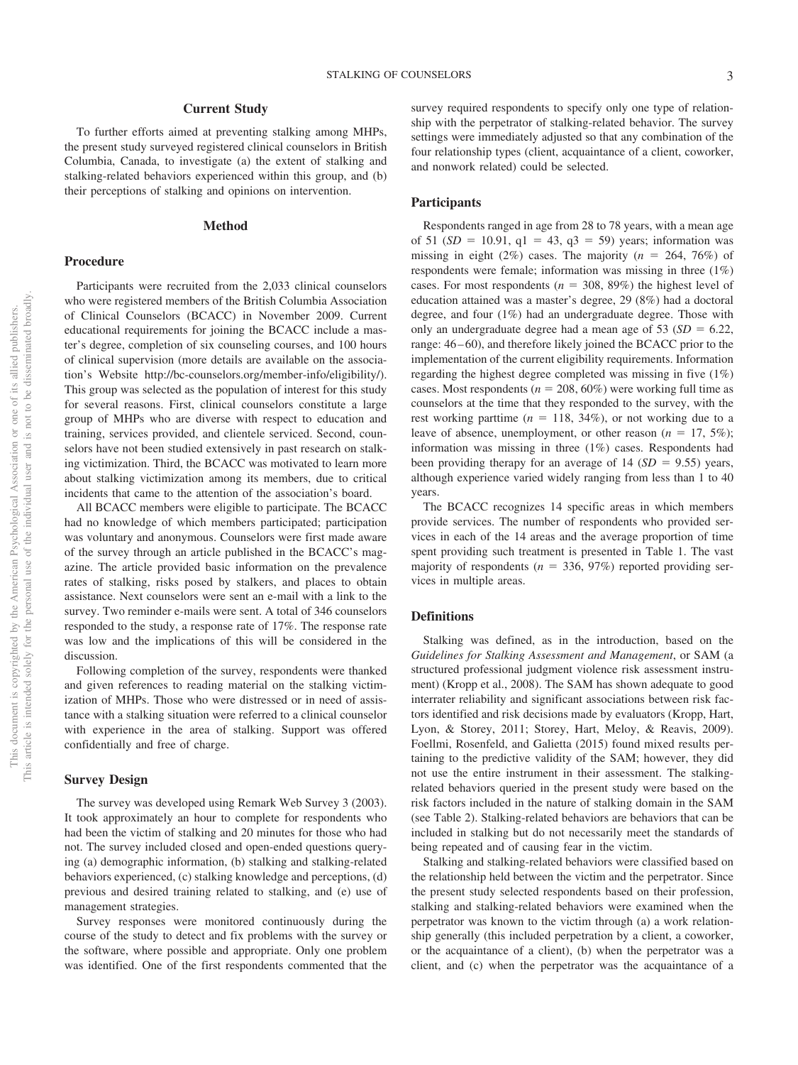## Current Study

To further efforts aimed at preventing stalking among MHPs, the present study surveyed registered clinical counselors in British Columbia, Canada, to investigate (a) the extent of stalking and stalking-related behaviors experienced within this group, and (b) their perceptions of stalking and opinions on intervention.

## Method

### Procedure

Participants were recruited from the 2,033 clinical counselors who were registered members of the British Columbia Association of Clinical Counselors (BCACC) in November 2009. Current educational requirements for joining the BCACC include a master's degree, completion of six counseling courses, and 100 hours of clinical supervision (more details are available on the association's Website http://bc-counselors.org/member-info/eligibility/). This group was selected as the population of interest for this study for several reasons. First, clinical counselors constitute a large group of MHPs who are diverse with respect to education and training, services provided, and clientele serviced. Second, counselors have not been studied extensively in past research on stalking victimization. Third, the BCACC was motivated to learn more about stalking victimization among its members, due to critical incidents that came to the attention of the association's board.

All BCACC members were eligible to participate. The BCACC had no knowledge of which members participated; participation was voluntary and anonymous. Counselors were first made aware of the survey through an article published in the BCACC's magazine. The article provided basic information on the prevalence rates of stalking, risks posed by stalkers, and places to obtain assistance. Next counselors were sent an e-mail with a link to the survey. Two reminder e-mails were sent. A total of 346 counselors responded to the study, a response rate of 17%. The response rate was low and the implications of this will be considered in the discussion.

Following completion of the survey, respondents were thanked and given references to reading material on the stalking victimization of MHPs. Those who were distressed or in need of assistance with a stalking situation were referred to a clinical counselor with experience in the area of stalking. Support was offered confidentially and free of charge.

### Survey Design

The survey was developed using Remark Web Survey 3 (2003). It took approximately an hour to complete for respondents who had been the victim of stalking and 20 minutes for those who had not. The survey included closed and open-ended questions querying (a) demographic information, (b) stalking and stalking-related behaviors experienced, (c) stalking knowledge and perceptions, (d) previous and desired training related to stalking, and (e) use of management strategies.

Survey responses were monitored continuously during the course of the study to detect and fix problems with the survey or the software, where possible and appropriate. Only one problem was identified. One of the first respondents commented that the survey required respondents to specify only one type of relationship with the perpetrator of stalking-related behavior. The survey settings were immediately adjusted so that any combination of the four relationship types (client, acquaintance of a client, coworker, and nonwork related) could be selected.

### Participants

Respondents ranged in age from 28 to 78 years, with a mean age of 51 ($SD$ = 10.91, q1 = 43, q3 = 59) years; information was missing in eight (2%) cases. The majority ($n$ = 264, 76%) of respondents were female; information was missing in three (1%) cases. For most respondents ($n$ = 308, 89%) the highest level of education attained was a master's degree, 29 (8%) had a doctoral degree, and four (1%) had an undergraduate degree. Those with only an undergraduate degree had a mean age of 53 ($SD$ = 6.22, range: 46–60), and therefore likely joined the BCACC prior to the implementation of the current eligibility requirements. Information regarding the highest degree completed was missing in five (1%) cases. Most respondents ($n$ = 208, 60%) were working full time as counselors at the time that they responded to the survey, with the rest working parttime ($n$ = 118, 34%), or not working due to a leave of absence, unemployment, or other reason ($n$ = 17, 5%); information was missing in three (1%) cases. Respondents had been providing therapy for an average of 14 ($SD$ = 9.55) years, although experience varied widely ranging from less than 1 to 40 years.

The BCACC recognizes 14 specific areas in which members provide services. The number of respondents who provided services in each of the 14 areas and the average proportion of time spent providing such treatment is presented in Table 1. The vast majority of respondents ($n$ = 336, 97%) reported providing services in multiple areas.

### Definitions

Stalking was defined, as in the introduction, based on the *Guidelines for Stalking Assessment and Management*, or SAM (a structured professional judgment violence risk assessment instrument) (Kropp et al., 2008). The SAM has shown adequate to good interrater reliability and significant associations between risk factors identified and risk decisions made by evaluators (Kropp, Hart, Lyon, & Storey, 2011; Storey, Hart, Meloy, & Reavis, 2009). Foellmi, Rosenfeld, and Galietta (2015) found mixed results pertaining to the predictive validity of the SAM; however, they did not use the entire instrument in their assessment. The stalking-related behaviors queried in the present study were based on the risk factors included in the nature of stalking domain in the SAM (see Table 2). Stalking-related behaviors are behaviors that can be included in stalking but do not necessarily meet the standards of being repeated and of causing fear in the victim.

Stalking and stalking-related behaviors were classified based on the relationship held between the victim and the perpetrator. Since the present study selected respondents based on their profession, stalking and stalking-related behaviors were examined when the perpetrator was known to the victim through (a) a work relationship generally (this included perpetration by a client, a coworker, or the acquaintance of a client), (b) when the perpetrator was a client, and (c) when the perpetrator was the acquaintance of a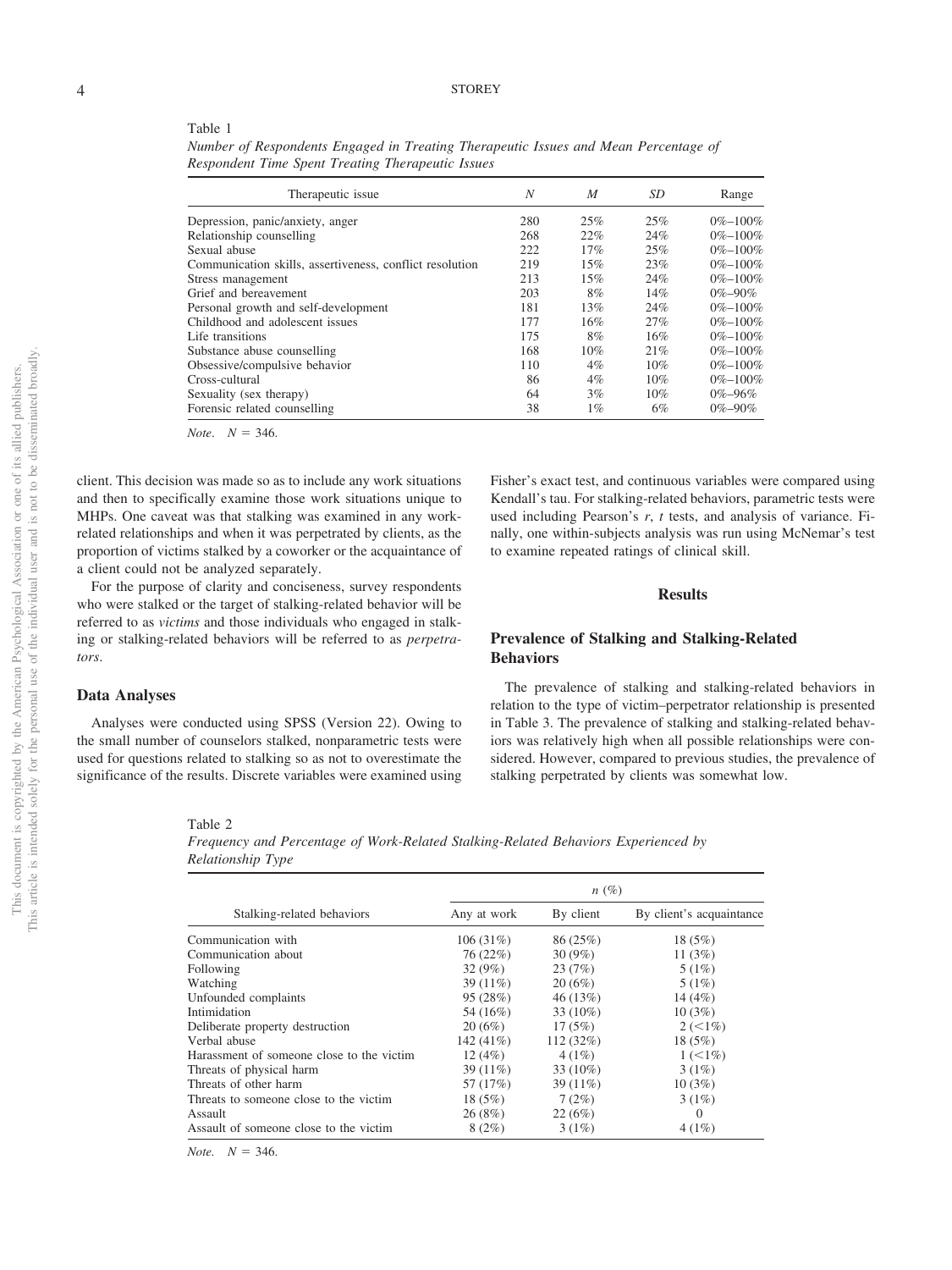Table 1

*Number of Respondents Engaged in Treating Therapeutic Issues and Mean Percentage of Respondent Time Spent Treating Therapeutic Issues*

| Therapeutic issue | *N* | *M* | *SD* | Range |
|---|---|---|---|---|
| Depression, panic/anxiety, anger | 280 | 25% | 25% | 0%–100% |
| Relationship counselling | 268 | 22% | 24% | 0%–100% |
| Sexual abuse | 222 | 17% | 25% | 0%–100% |
| Communication skills, assertiveness, conflict resolution | 219 | 15% | 23% | 0%–100% |
| Stress management | 213 | 15% | 24% | 0%–100% |
| Grief and bereavement | 203 | 8% | 14% | 0%–90% |
| Personal growth and self-development | 181 | 13% | 24% | 0%–100% |
| Childhood and adolescent issues | 177 | 16% | 27% | 0%–100% |
| Life transitions | 175 | 8% | 16% | 0%–100% |
| Substance abuse counselling | 168 | 10% | 21% | 0%–100% |
| Obsessive/compulsive behavior | 110 | 4% | 10% | 0%–100% |
| Cross-cultural | 86 | 4% | 10% | 0%–100% |
| Sexuality (sex therapy) | 64 | 3% | 10% | 0%–96% |
| Forensic related counselling | 38 | 1% | 6% | 0%–90% |

*Note*. $N = 346$.

client. This decision was made so as to include any work situations and then to specifically examine those work situations unique to MHPs. One caveat was that stalking was examined in any work-related relationships and when it was perpetrated by clients, as the proportion of victims stalked by a coworker or the acquaintance of a client could not be analyzed separately.

For the purpose of clarity and conciseness, survey respondents who were stalked or the target of stalking-related behavior will be referred to as *victims* and those individuals who engaged in stalking or stalking-related behaviors will be referred to as *perpetrators*.

## Data Analyses

Analyses were conducted using SPSS (Version 22). Owing to the small number of counselors stalked, nonparametric tests were used for questions related to stalking so as not to overestimate the significance of the results. Discrete variables were examined using Fisher's exact test, and continuous variables were compared using Kendall's tau. For stalking-related behaviors, parametric tests were used including Pearson's *r*, *t* tests, and analysis of variance. Finally, one within-subjects analysis was run using McNemar's test to examine repeated ratings of clinical skill.

# Results

## Prevalence of Stalking and Stalking-Related Behaviors

The prevalence of stalking and stalking-related behaviors in relation to the type of victim–perpetrator relationship is presented in Table 3. The prevalence of stalking and stalking-related behaviors was relatively high when all possible relationships were considered. However, compared to previous studies, the prevalence of stalking perpetrated by clients was somewhat low.

Table 2

*Frequency and Percentage of Work-Related Stalking-Related Behaviors Experienced by Relationship Type*

| | *n* (%) | | |
|---|---|---|---|
| Stalking-related behaviors | Any at work | By client | By client's acquaintance |
| Communication with | 106 (31%) | 86 (25%) | 18 (5%) |
| Communication about | 76 (22%) | 30 (9%) | 11 (3%) |
| Following | 32 (9%) | 23 (7%) | 5 (1%) |
| Watching | 39 (11%) | 20 (6%) | 5 (1%) |
| Unfounded complaints | 95 (28%) | 46 (13%) | 14 (4%) |
| Intimidation | 54 (16%) | 33 (10%) | 10 (3%) |
| Deliberate property destruction | 20 (6%) | 17 (5%) | 2 (<1%) |
| Verbal abuse | 142 (41%) | 112 (32%) | 18 (5%) |
| Harassment of someone close to the victim | 12 (4%) | 4 (1%) | 1 (<1%) |
| Threats of physical harm | 39 (11%) | 33 (10%) | 3 (1%) |
| Threats of other harm | 57 (17%) | 39 (11%) | 10 (3%) |
| Threats to someone close to the victim | 18 (5%) | 7 (2%) | 3 (1%) |
| Assault | 26 (8%) | 22 (6%) | 0 |
| Assault of someone close to the victim | 8 (2%) | 3 (1%) | 4 (1%) |

*Note.* $N = 346$.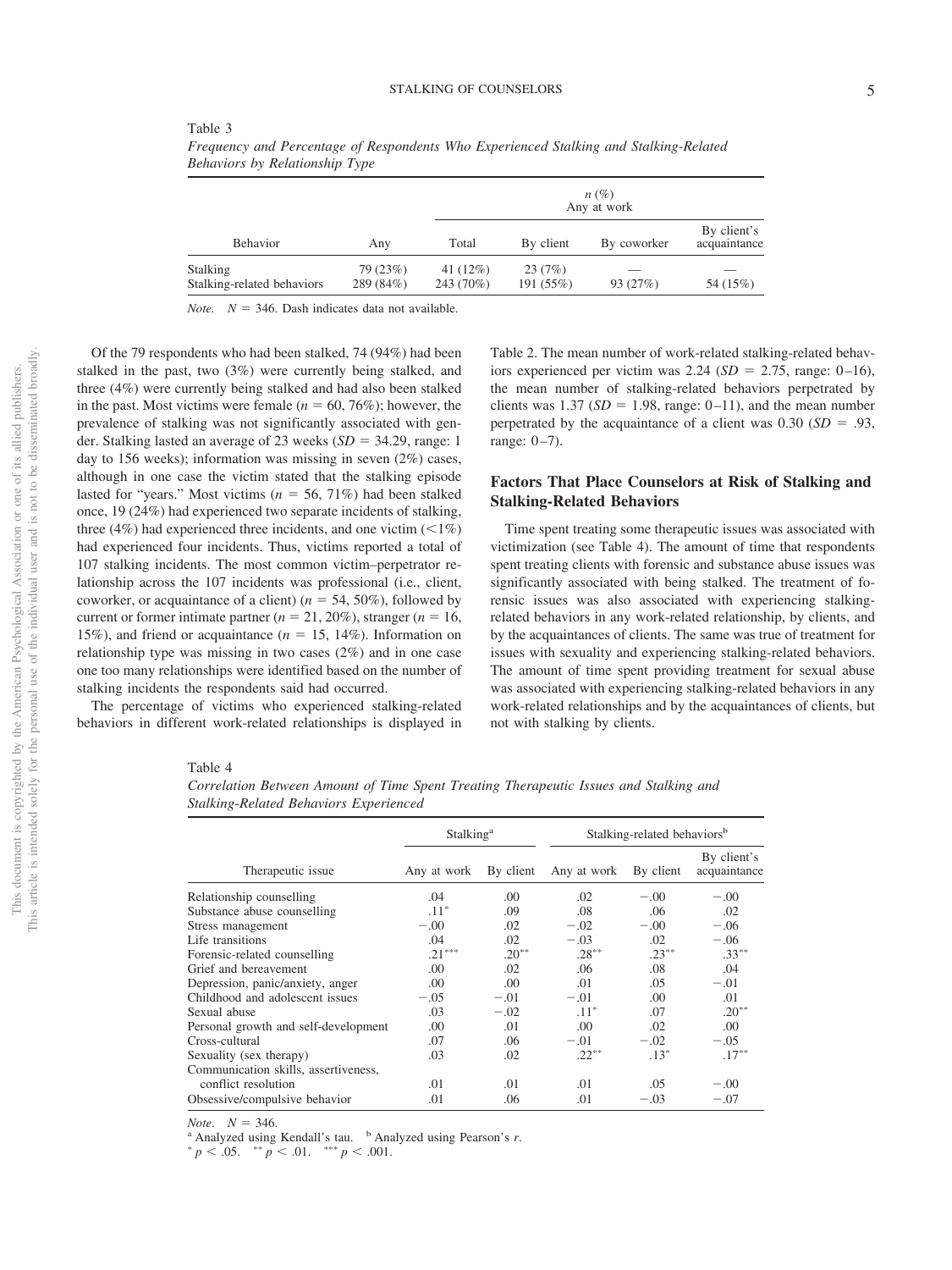Table 3

*Frequency and Percentage of Respondents Who Experienced Stalking and Stalking-Related Behaviors by Relationship Type*

| | | n (%) Any at work | | | |
|---|---|---|---|---|---|
| Behavior | Any | Total | By client | By coworker | By client's acquaintance |
| Stalking | 79 (23%) | 41 (12%) | 23 (7%) | — | — |
| Stalking-related behaviors | 289 (84%) | 243 (70%) | 191 (55%) | 93 (27%) | 54 (15%) |

*Note.* $N = 346$. Dash indicates data not available.

Of the 79 respondents who had been stalked, 74 (94%) had been stalked in the past, two (3%) were currently being stalked, and three (4%) were currently being stalked and had also been stalked in the past. Most victims were female ($n = 60$, 76%); however, the prevalence of stalking was not significantly associated with gender. Stalking lasted an average of 23 weeks ($SD = 34.29$, range: 1 day to 156 weeks); information was missing in seven (2%) cases, although in one case the victim stated that the stalking episode lasted for "years." Most victims ($n = 56$, 71%) had been stalked once, 19 (24%) had experienced two separate incidents of stalking, three (4%) had experienced three incidents, and one victim (<1%) had experienced four incidents. Thus, victims reported a total of 107 stalking incidents. The most common victim–perpetrator relationship across the 107 incidents was professional (i.e., client, coworker, or acquaintance of a client) ($n = 54$, 50%), followed by current or former intimate partner ($n = 21$, 20%), stranger ($n = 16$, 15%), and friend or acquaintance ($n = 15$, 14%). Information on relationship type was missing in two cases (2%) and in one case one too many relationships were identified based on the number of stalking incidents the respondents said had occurred.

The percentage of victims who experienced stalking-related behaviors in different work-related relationships is displayed in Table 2. The mean number of work-related stalking-related behaviors experienced per victim was 2.24 ($SD = 2.75$, range: 0–16), the mean number of stalking-related behaviors perpetrated by clients was 1.37 ($SD = 1.98$, range: 0–11), and the mean number perpetrated by the acquaintance of a client was 0.30 ($SD = .93$, range: 0–7).

## Factors That Place Counselors at Risk of Stalking and Stalking-Related Behaviors

Time spent treating some therapeutic issues was associated with victimization (see Table 4). The amount of time that respondents spent treating clients with forensic and substance abuse issues was significantly associated with being stalked. The treatment of forensic issues was also associated with experiencing stalking-related behaviors in any work-related relationship, by clients, and by the acquaintances of clients. The same was true of treatment for issues with sexuality and experiencing stalking-related behaviors. The amount of time spent providing treatment for sexual abuse was associated with experiencing stalking-related behaviors in any work-related relationships and by the acquaintances of clients, but not with stalking by clients.

Table 4

*Correlation Between Amount of Time Spent Treating Therapeutic Issues and Stalking and Stalking-Related Behaviors Experienced*

| | Stalking[a] | | Stalking-related behaviors[b] | | |
|---|---|---|---|---|---|
| Therapeutic issue | Any at work | By client | Any at work | By client | By client's acquaintance |
| Relationship counselling | .04 | .00 | .02 | −.00 | −.00 |
| Substance abuse counselling | .11* | .09 | .08 | .06 | .02 |
| Stress management | −.00 | .02 | −.02 | −.00 | −.06 |
| Life transitions | .04 | .02 | −.03 | .02 | −.06 |
| Forensic-related counselling | .21*** | .20** | .28** | .23** | .33** |
| Grief and bereavement | .00 | .02 | .06 | .08 | .04 |
| Depression, panic/anxiety, anger | .00 | .00 | .01 | .05 | −.01 |
| Childhood and adolescent issues | −.05 | −.01 | −.01 | .00 | .01 |
| Sexual abuse | .03 | −.02 | .11* | .07 | .20** |
| Personal growth and self-development | .00 | .01 | .00 | .02 | .00 |
| Cross-cultural | .07 | .06 | −.01 | −.02 | −.05 |
| Sexuality (sex therapy) | .03 | .02 | .22** | .13* | .17** |
| Communication skills, assertiveness, conflict resolution | .01 | .01 | .01 | .05 | −.00 |
| Obsessive/compulsive behavior | .01 | .06 | .01 | −.03 | −.07 |

*Note.* $N = 346$.
[a] Analyzed using Kendall's tau. [b] Analyzed using Pearson's $r$.
* $p < .05$. ** $p < .01$. *** $p < .001$.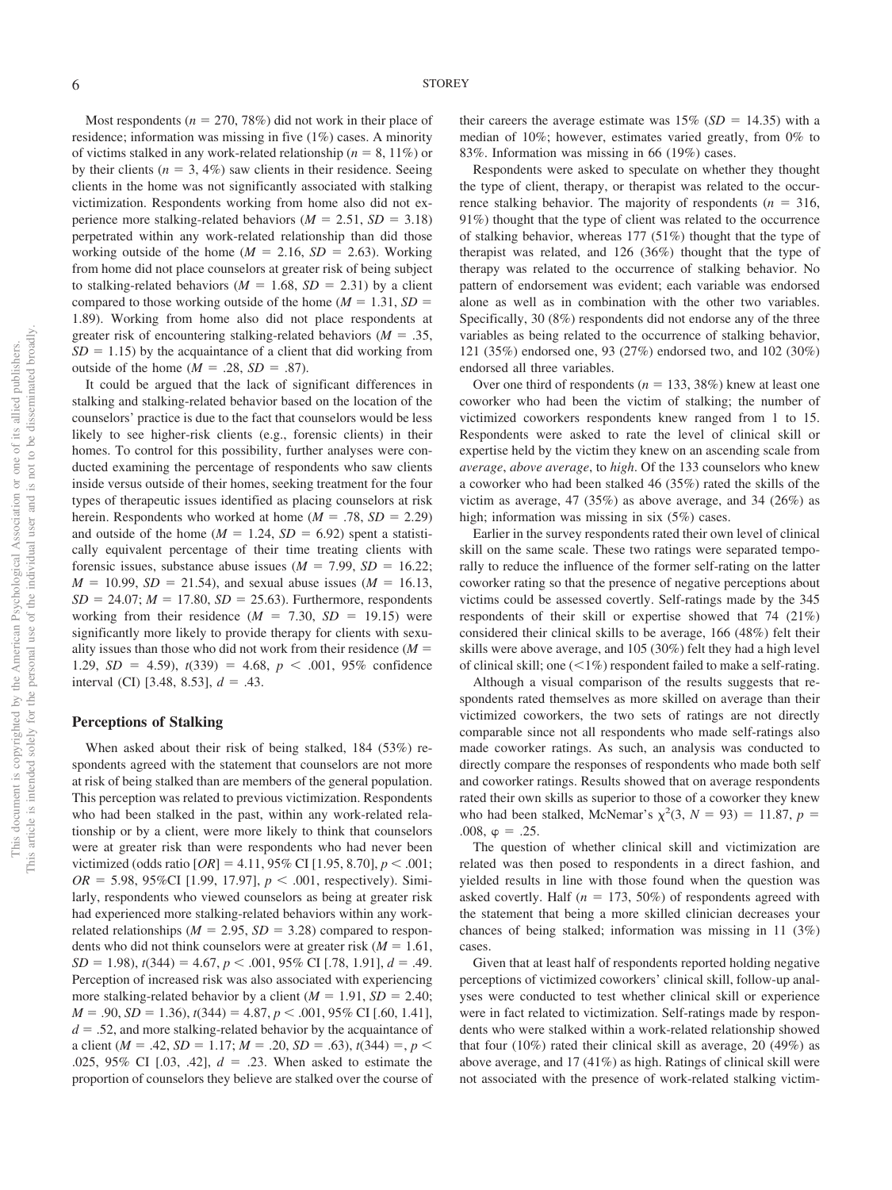Most respondents ($n$ = 270, 78%) did not work in their place of residence; information was missing in five (1%) cases. A minority of victims stalked in any work-related relationship ($n$ = 8, 11%) or by their clients ($n$ = 3, 4%) saw clients in their residence. Seeing clients in the home was not significantly associated with stalking victimization. Respondents working from home also did not experience more stalking-related behaviors ($M$ = 2.51, $SD$ = 3.18) perpetrated within any work-related relationship than did those working outside of the home ($M$ = 2.16, $SD$ = 2.63). Working from home did not place counselors at greater risk of being subject to stalking-related behaviors ($M$ = 1.68, $SD$ = 2.31) by a client compared to those working outside of the home ($M$ = 1.31, $SD$ = 1.89). Working from home also did not place respondents at greater risk of encountering stalking-related behaviors ($M$ = .35, $SD$ = 1.15) by the acquaintance of a client that did working from outside of the home ($M$ = .28, $SD$ = .87).

It could be argued that the lack of significant differences in stalking and stalking-related behavior based on the location of the counselors' practice is due to the fact that counselors would be less likely to see higher-risk clients (e.g., forensic clients) in their homes. To control for this possibility, further analyses were conducted examining the percentage of respondents who saw clients inside versus outside of their homes, seeking treatment for the four types of therapeutic issues identified as placing counselors at risk herein. Respondents who worked at home ($M$ = .78, $SD$ = 2.29) and outside of the home ($M$ = 1.24, $SD$ = 6.92) spent a statistically equivalent percentage of their time treating clients with forensic issues, substance abuse issues ($M$ = 7.99, $SD$ = 16.22; $M$ = 10.99, $SD$ = 21.54), and sexual abuse issues ($M$ = 16.13, $SD$ = 24.07; $M$ = 17.80, $SD$ = 25.63). Furthermore, respondents working from their residence ($M$ = 7.30, $SD$ = 19.15) were significantly more likely to provide therapy for clients with sexuality issues than those who did not work from their residence ($M$ = 1.29, $SD$ = 4.59), $t(339)$ = 4.68, $p < .001$, 95% confidence interval (CI) [3.48, 8.53], $d$ = .43.

## Perceptions of Stalking

When asked about their risk of being stalked, 184 (53%) respondents agreed with the statement that counselors are not more at risk of being stalked than are members of the general population. This perception was related to previous victimization. Respondents who had been stalked in the past, within any work-related relationship or by a client, were more likely to think that counselors were at greater risk than were respondents who had never been victimized (odds ratio [$OR$] = 4.11, 95% CI [1.95, 8.70], $p < .001$; $OR$ = 5.98, 95%CI [1.99, 17.97], $p < .001$, respectively). Similarly, respondents who viewed counselors as being at greater risk had experienced more stalking-related behaviors within any work-related relationships ($M$ = 2.95, $SD$ = 3.28) compared to respondents who did not think counselors were at greater risk ($M$ = 1.61, $SD$ = 1.98), $t(344)$ = 4.67, $p < .001$, 95% CI [.78, 1.91], $d$ = .49. Perception of increased risk was also associated with experiencing more stalking-related behavior by a client ($M$ = 1.91, $SD$ = 2.40; $M$ = .90, $SD$ = 1.36), $t(344)$ = 4.87, $p < .001$, 95% CI [.60, 1.41], $d$ = .52, and more stalking-related behavior by the acquaintance of a client ($M$ = .42, $SD$ = 1.17; $M$ = .20, $SD$ = .63), $t(344)$ =, $p <$ .025, 95% CI [.03, .42], $d$ = .23. When asked to estimate the proportion of counselors they believe are stalked over the course of their careers the average estimate was 15% ($SD$ = 14.35) with a median of 10%; however, estimates varied greatly, from 0% to 83%. Information was missing in 66 (19%) cases.

Respondents were asked to speculate on whether they thought the type of client, therapy, or therapist was related to the occurrence stalking behavior. The majority of respondents ($n$ = 316, 91%) thought that the type of client was related to the occurrence of stalking behavior, whereas 177 (51%) thought that the type of therapist was related, and 126 (36%) thought that the type of therapy was related to the occurrence of stalking behavior. No pattern of endorsement was evident; each variable was endorsed alone as well as in combination with the other two variables. Specifically, 30 (8%) respondents did not endorse any of the three variables as being related to the occurrence of stalking behavior, 121 (35%) endorsed one, 93 (27%) endorsed two, and 102 (30%) endorsed all three variables.

Over one third of respondents ($n$ = 133, 38%) knew at least one coworker who had been the victim of stalking; the number of victimized coworkers respondents knew ranged from 1 to 15. Respondents were asked to rate the level of clinical skill or expertise held by the victim they knew on an ascending scale from *average*, *above average*, to *high*. Of the 133 counselors who knew a coworker who had been stalked 46 (35%) rated the skills of the victim as average, 47 (35%) as above average, and 34 (26%) as high; information was missing in six (5%) cases.

Earlier in the survey respondents rated their own level of clinical skill on the same scale. These two ratings were separated temporally to reduce the influence of the former self-rating on the latter coworker rating so that the presence of negative perceptions about victims could be assessed covertly. Self-ratings made by the 345 respondents of their skill or expertise showed that 74 (21%) considered their clinical skills to be average, 166 (48%) felt their skills were above average, and 105 (30%) felt they had a high level of clinical skill; one (<1%) respondent failed to make a self-rating.

Although a visual comparison of the results suggests that respondents rated themselves as more skilled on average than their victimized coworkers, the two sets of ratings are not directly comparable since not all respondents who made self-ratings also made coworker ratings. As such, an analysis was conducted to directly compare the responses of respondents who made both self and coworker ratings. Results showed that on average respondents rated their own skills as superior to those of a coworker they knew who had been stalked, McNemar's $\chi^2(3, N = 93) = 11.87$, $p$ = .008, $\varphi$ = .25.

The question of whether clinical skill and victimization are related was then posed to respondents in a direct fashion, and yielded results in line with those found when the question was asked covertly. Half ($n$ = 173, 50%) of respondents agreed with the statement that being a more skilled clinician decreases your chances of being stalked; information was missing in 11 (3%) cases.

Given that at least half of respondents reported holding negative perceptions of victimized coworkers' clinical skill, follow-up analyses were conducted to test whether clinical skill or experience were in fact related to victimization. Self-ratings made by respondents who were stalked within a work-related relationship showed that four (10%) rated their clinical skill as average, 20 (49%) as above average, and 17 (41%) as high. Ratings of clinical skill were not associated with the presence of work-related stalking victim-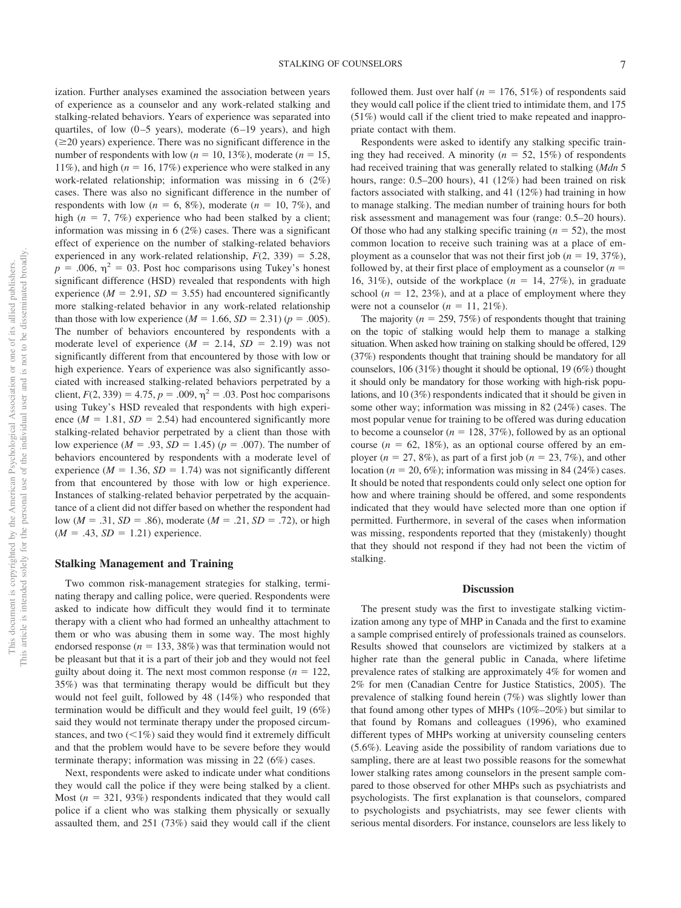ization. Further analyses examined the association between years of experience as a counselor and any work-related stalking and stalking-related behaviors. Years of experience was separated into quartiles, of low (0–5 years), moderate (6–19 years), and high (≥20 years) experience. There was no significant difference in the number of respondents with low ($n$ = 10, 13%), moderate ($n$ = 15, 11%), and high ($n$ = 16, 17%) experience who were stalked in any work-related relationship; information was missing in 6 (2%) cases. There was also no significant difference in the number of respondents with low ($n$ = 6, 8%), moderate ($n$ = 10, 7%), and high ($n$ = 7, 7%) experience who had been stalked by a client; information was missing in 6 (2%) cases. There was a significant effect of experience on the number of stalking-related behaviors experienced in any work-related relationship, $F(2, 339) = 5.28$, $p = .006$, $\eta^2 = 03$. Post hoc comparisons using Tukey's honest significant difference (HSD) revealed that respondents with high experience ($M = 2.91$, $SD = 3.55$) had encountered significantly more stalking-related behavior in any work-related relationship than those with low experience ($M = 1.66$, $SD = 2.31$) ($p = .005$). The number of behaviors encountered by respondents with a moderate level of experience ($M = 2.14$, $SD = 2.19$) was not significantly different from that encountered by those with low or high experience. Years of experience was also significantly associated with increased stalking-related behaviors perpetrated by a client, $F(2, 339) = 4.75$, $p = .009$, $\eta^2 = .03$. Post hoc comparisons using Tukey's HSD revealed that respondents with high experience ($M = 1.81$, $SD = 2.54$) had encountered significantly more stalking-related behavior perpetrated by a client than those with low experience ($M = .93$, $SD = 1.45$) ($p = .007$). The number of behaviors encountered by respondents with a moderate level of experience ($M = 1.36$, $SD = 1.74$) was not significantly different from that encountered by those with low or high experience. Instances of stalking-related behavior perpetrated by the acquaintance of a client did not differ based on whether the respondent had low ($M = .31$, $SD = .86$), moderate ($M = .21$, $SD = .72$), or high ($M = .43$, $SD = 1.21$) experience.

## Stalking Management and Training

Two common risk-management strategies for stalking, terminating therapy and calling police, were queried. Respondents were asked to indicate how difficult they would find it to terminate therapy with a client who had formed an unhealthy attachment to them or who was abusing them in some way. The most highly endorsed response ($n$ = 133, 38%) was that termination would not be pleasant but that it is a part of their job and they would not feel guilty about doing it. The next most common response ($n$ = 122, 35%) was that terminating therapy would be difficult but they would not feel guilt, followed by 48 (14%) who responded that termination would be difficult and they would feel guilt, 19 (6%) said they would not terminate therapy under the proposed circumstances, and two (<1%) said they would find it extremely difficult and that the problem would have to be severe before they would terminate therapy; information was missing in 22 (6%) cases.

Next, respondents were asked to indicate under what conditions they would call the police if they were being stalked by a client. Most ($n$ = 321, 93%) respondents indicated that they would call police if a client who was stalking them physically or sexually assaulted them, and 251 (73%) said they would call if the client followed them. Just over half ($n$ = 176, 51%) of respondents said they would call police if the client tried to intimidate them, and 175 (51%) would call if the client tried to make repeated and inappropriate contact with them.

Respondents were asked to identify any stalking specific training they had received. A minority ($n$ = 52, 15%) of respondents had received training that was generally related to stalking (*Mdn* 5 hours, range: 0.5–200 hours), 41 (12%) had been trained on risk factors associated with stalking, and 41 (12%) had training in how to manage stalking. The median number of training hours for both risk assessment and management was four (range: 0.5–20 hours). Of those who had any stalking specific training ($n$ = 52), the most common location to receive such training was at a place of employment as a counselor that was not their first job ($n$ = 19, 37%), followed by, at their first place of employment as a counselor ($n$ = 16, 31%), outside of the workplace ($n$ = 14, 27%), in graduate school ($n$ = 12, 23%), and at a place of employment where they were not a counselor ($n$ = 11, 21%).

The majority ($n$ = 259, 75%) of respondents thought that training on the topic of stalking would help them to manage a stalking situation. When asked how training on stalking should be offered, 129 (37%) respondents thought that training should be mandatory for all counselors, 106 (31%) thought it should be optional, 19 (6%) thought it should only be mandatory for those working with high-risk populations, and 10 (3%) respondents indicated that it should be given in some other way; information was missing in 82 (24%) cases. The most popular venue for training to be offered was during education to become a counselor ($n$ = 128, 37%), followed by as an optional course ($n$ = 62, 18%), as an optional course offered by an employer ($n$ = 27, 8%), as part of a first job ($n$ = 23, 7%), and other location ($n$ = 20, 6%); information was missing in 84 (24%) cases. It should be noted that respondents could only select one option for how and where training should be offered, and some respondents indicated that they would have selected more than one option if permitted. Furthermore, in several of the cases when information was missing, respondents reported that they (mistakenly) thought that they should not respond if they had not been the victim of stalking.

# Discussion

The present study was the first to investigate stalking victimization among any type of MHP in Canada and the first to examine a sample comprised entirely of professionals trained as counselors. Results showed that counselors are victimized by stalkers at a higher rate than the general public in Canada, where lifetime prevalence rates of stalking are approximately 4% for women and 2% for men (Canadian Centre for Justice Statistics, 2005). The prevalence of stalking found herein (7%) was slightly lower than that found among other types of MHPs (10%–20%) but similar to that found by Romans and colleagues (1996), who examined different types of MHPs working at university counseling centers (5.6%). Leaving aside the possibility of random variations due to sampling, there are at least two possible reasons for the somewhat lower stalking rates among counselors in the present sample compared to those observed for other MHPs such as psychiatrists and psychologists. The first explanation is that counselors, compared to psychologists and psychiatrists, may see fewer clients with serious mental disorders. For instance, counselors are less likely to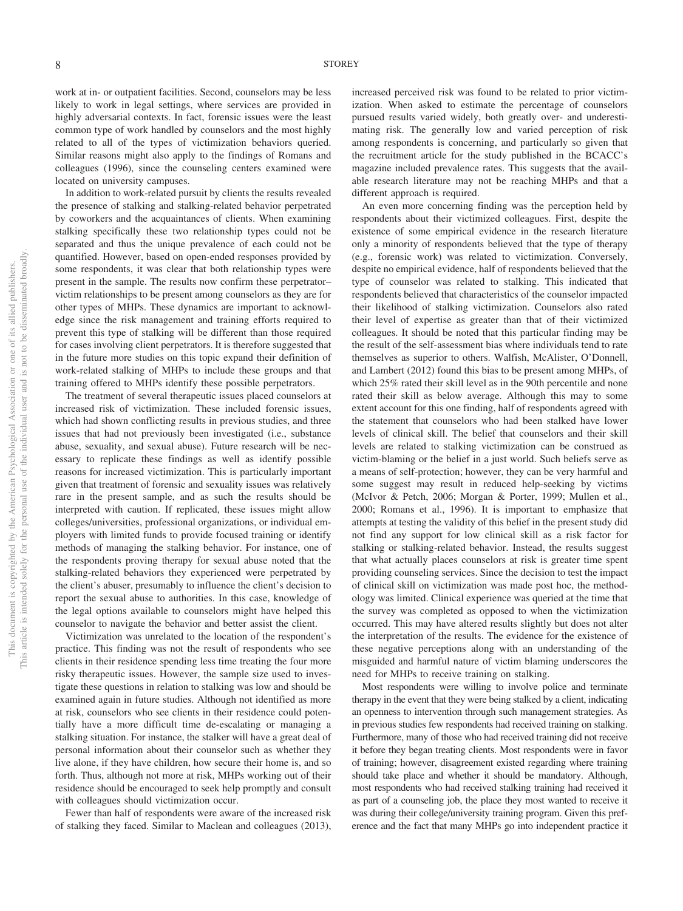work at in- or outpatient facilities. Second, counselors may be less likely to work in legal settings, where services are provided in highly adversarial contexts. In fact, forensic issues were the least common type of work handled by counselors and the most highly related to all of the types of victimization behaviors queried. Similar reasons might also apply to the findings of Romans and colleagues (1996), since the counseling centers examined were located on university campuses.

In addition to work-related pursuit by clients the results revealed the presence of stalking and stalking-related behavior perpetrated by coworkers and the acquaintances of clients. When examining stalking specifically these two relationship types could not be separated and thus the unique prevalence of each could not be quantified. However, based on open-ended responses provided by some respondents, it was clear that both relationship types were present in the sample. The results now confirm these perpetrator–victim relationships to be present among counselors as they are for other types of MHPs. These dynamics are important to acknowledge since the risk management and training efforts required to prevent this type of stalking will be different than those required for cases involving client perpetrators. It is therefore suggested that in the future more studies on this topic expand their definition of work-related stalking of MHPs to include these groups and that training offered to MHPs identify these possible perpetrators.

The treatment of several therapeutic issues placed counselors at increased risk of victimization. These included forensic issues, which had shown conflicting results in previous studies, and three issues that had not previously been investigated (i.e., substance abuse, sexuality, and sexual abuse). Future research will be necessary to replicate these findings as well as identify possible reasons for increased victimization. This is particularly important given that treatment of forensic and sexuality issues was relatively rare in the present sample, and as such the results should be interpreted with caution. If replicated, these issues might allow colleges/universities, professional organizations, or individual employers with limited funds to provide focused training or identify methods of managing the stalking behavior. For instance, one of the respondents proving therapy for sexual abuse noted that the stalking-related behaviors they experienced were perpetrated by the client's abuser, presumably to influence the client's decision to report the sexual abuse to authorities. In this case, knowledge of the legal options available to counselors might have helped this counselor to navigate the behavior and better assist the client.

Victimization was unrelated to the location of the respondent's practice. This finding was not the result of respondents who see clients in their residence spending less time treating the four more risky therapeutic issues. However, the sample size used to investigate these questions in relation to stalking was low and should be examined again in future studies. Although not identified as more at risk, counselors who see clients in their residence could potentially have a more difficult time de-escalating or managing a stalking situation. For instance, the stalker will have a great deal of personal information about their counselor such as whether they live alone, if they have children, how secure their home is, and so forth. Thus, although not more at risk, MHPs working out of their residence should be encouraged to seek help promptly and consult with colleagues should victimization occur.

Fewer than half of respondents were aware of the increased risk of stalking they faced. Similar to Maclean and colleagues (2013), increased perceived risk was found to be related to prior victimization. When asked to estimate the percentage of counselors pursued results varied widely, both greatly over- and underestimating risk. The generally low and varied perception of risk among respondents is concerning, and particularly so given that the recruitment article for the study published in the BCACC's magazine included prevalence rates. This suggests that the available research literature may not be reaching MHPs and that a different approach is required.

An even more concerning finding was the perception held by respondents about their victimized colleagues. First, despite the existence of some empirical evidence in the research literature only a minority of respondents believed that the type of therapy (e.g., forensic work) was related to victimization. Conversely, despite no empirical evidence, half of respondents believed that the type of counselor was related to stalking. This indicated that respondents believed that characteristics of the counselor impacted their likelihood of stalking victimization. Counselors also rated their level of expertise as greater than that of their victimized colleagues. It should be noted that this particular finding may be the result of the self-assessment bias where individuals tend to rate themselves as superior to others. Walfish, McAlister, O'Donnell, and Lambert (2012) found this bias to be present among MHPs, of which 25% rated their skill level as in the 90th percentile and none rated their skill as below average. Although this may to some extent account for this one finding, half of respondents agreed with the statement that counselors who had been stalked have lower levels of clinical skill. The belief that counselors and their skill levels are related to stalking victimization can be construed as victim-blaming or the belief in a just world. Such beliefs serve as a means of self-protection; however, they can be very harmful and some suggest may result in reduced help-seeking by victims (McIvor & Petch, 2006; Morgan & Porter, 1999; Mullen et al., 2000; Romans et al., 1996). It is important to emphasize that attempts at testing the validity of this belief in the present study did not find any support for low clinical skill as a risk factor for stalking or stalking-related behavior. Instead, the results suggest that what actually places counselors at risk is greater time spent providing counseling services. Since the decision to test the impact of clinical skill on victimization was made post hoc, the methodology was limited. Clinical experience was queried at the time that the survey was completed as opposed to when the victimization occurred. This may have altered results slightly but does not alter the interpretation of the results. The evidence for the existence of these negative perceptions along with an understanding of the misguided and harmful nature of victim blaming underscores the need for MHPs to receive training on stalking.

Most respondents were willing to involve police and terminate therapy in the event that they were being stalked by a client, indicating an openness to intervention through such management strategies. As in previous studies few respondents had received training on stalking. Furthermore, many of those who had received training did not receive it before they began treating clients. Most respondents were in favor of training; however, disagreement existed regarding where training should take place and whether it should be mandatory. Although, most respondents who had received stalking training had received it as part of a counseling job, the place they most wanted to receive it was during their college/university training program. Given this preference and the fact that many MHPs go into independent practice it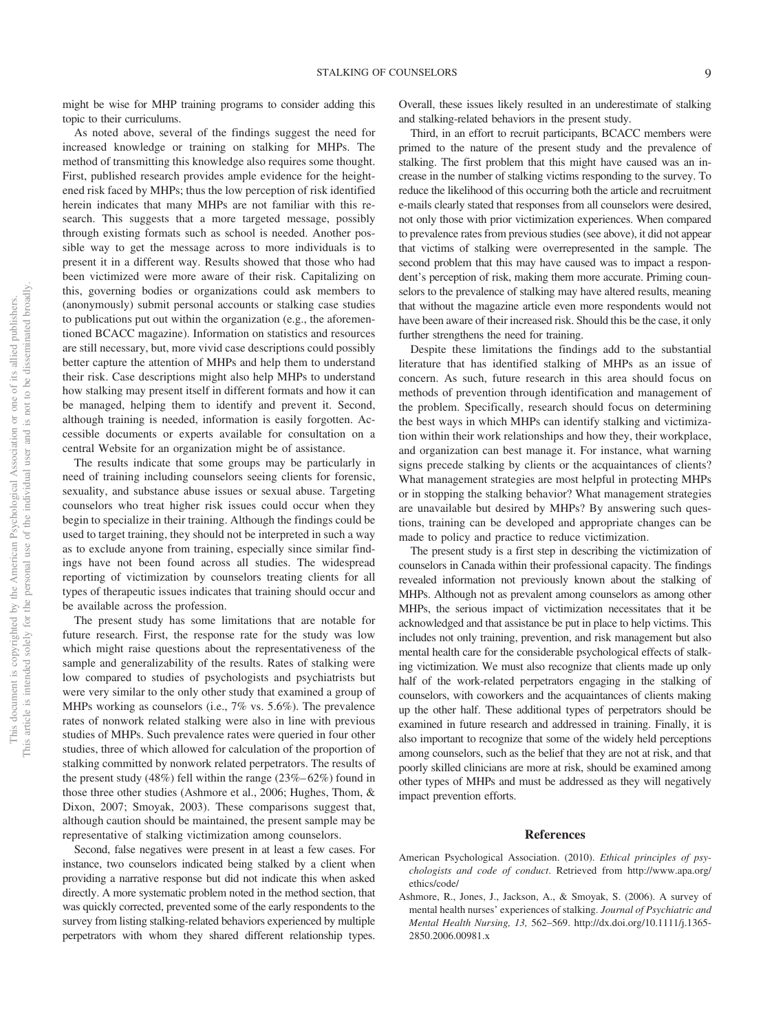might be wise for MHP training programs to consider adding this topic to their curriculums.

As noted above, several of the findings suggest the need for increased knowledge or training on stalking for MHPs. The method of transmitting this knowledge also requires some thought. First, published research provides ample evidence for the heightened risk faced by MHPs; thus the low perception of risk identified herein indicates that many MHPs are not familiar with this research. This suggests that a more targeted message, possibly through existing formats such as school is needed. Another possible way to get the message across to more individuals is to present it in a different way. Results showed that those who had been victimized were more aware of their risk. Capitalizing on this, governing bodies or organizations could ask members to (anonymously) submit personal accounts or stalking case studies to publications put out within the organization (e.g., the aforementioned BCACC magazine). Information on statistics and resources are still necessary, but, more vivid case descriptions could possibly better capture the attention of MHPs and help them to understand their risk. Case descriptions might also help MHPs to understand how stalking may present itself in different formats and how it can be managed, helping them to identify and prevent it. Second, although training is needed, information is easily forgotten. Accessible documents or experts available for consultation on a central Website for an organization might be of assistance.

The results indicate that some groups may be particularly in need of training including counselors seeing clients for forensic, sexuality, and substance abuse issues or sexual abuse. Targeting counselors who treat higher risk issues could occur when they begin to specialize in their training. Although the findings could be used to target training, they should not be interpreted in such a way as to exclude anyone from training, especially since similar findings have not been found across all studies. The widespread reporting of victimization by counselors treating clients for all types of therapeutic issues indicates that training should occur and be available across the profession.

The present study has some limitations that are notable for future research. First, the response rate for the study was low which might raise questions about the representativeness of the sample and generalizability of the results. Rates of stalking were low compared to studies of psychologists and psychiatrists but were very similar to the only other study that examined a group of MHPs working as counselors (i.e., 7% vs. 5.6%). The prevalence rates of nonwork related stalking were also in line with previous studies of MHPs. Such prevalence rates were queried in four other studies, three of which allowed for calculation of the proportion of stalking committed by nonwork related perpetrators. The results of the present study (48%) fell within the range (23%–62%) found in those three other studies (Ashmore et al., 2006; Hughes, Thom, & Dixon, 2007; Smoyak, 2003). These comparisons suggest that, although caution should be maintained, the present sample may be representative of stalking victimization among counselors.

Second, false negatives were present in at least a few cases. For instance, two counselors indicated being stalked by a client when providing a narrative response but did not indicate this when asked directly. A more systematic problem noted in the method section, that was quickly corrected, prevented some of the early respondents to the survey from listing stalking-related behaviors experienced by multiple perpetrators with whom they shared different relationship types. Overall, these issues likely resulted in an underestimate of stalking and stalking-related behaviors in the present study.

Third, in an effort to recruit participants, BCACC members were primed to the nature of the present study and the prevalence of stalking. The first problem that this might have caused was an increase in the number of stalking victims responding to the survey. To reduce the likelihood of this occurring both the article and recruitment e-mails clearly stated that responses from all counselors were desired, not only those with prior victimization experiences. When compared to prevalence rates from previous studies (see above), it did not appear that victims of stalking were overrepresented in the sample. The second problem that this may have caused was to impact a respondent's perception of risk, making them more accurate. Priming counselors to the prevalence of stalking may have altered results, meaning that without the magazine article even more respondents would not have been aware of their increased risk. Should this be the case, it only further strengthens the need for training.

Despite these limitations the findings add to the substantial literature that has identified stalking of MHPs as an issue of concern. As such, future research in this area should focus on methods of prevention through identification and management of the problem. Specifically, research should focus on determining the best ways in which MHPs can identify stalking and victimization within their work relationships and how they, their workplace, and organization can best manage it. For instance, what warning signs precede stalking by clients or the acquaintances of clients? What management strategies are most helpful in protecting MHPs or in stopping the stalking behavior? What management strategies are unavailable but desired by MHPs? By answering such questions, training can be developed and appropriate changes can be made to policy and practice to reduce victimization.

The present study is a first step in describing the victimization of counselors in Canada within their professional capacity. The findings revealed information not previously known about the stalking of MHPs. Although not as prevalent among counselors as among other MHPs, the serious impact of victimization necessitates that it be acknowledged and that assistance be put in place to help victims. This includes not only training, prevention, and risk management but also mental health care for the considerable psychological effects of stalking victimization. We must also recognize that clients made up only half of the work-related perpetrators engaging in the stalking of counselors, with coworkers and the acquaintances of clients making up the other half. These additional types of perpetrators should be examined in future research and addressed in training. Finally, it is also important to recognize that some of the widely held perceptions among counselors, such as the belief that they are not at risk, and that poorly skilled clinicians are more at risk, should be examined among other types of MHPs and must be addressed as they will negatively impact prevention efforts.

## References

American Psychological Association. (2010). *Ethical principles of psychologists and code of conduct*. Retrieved from http://www.apa.org/ethics/code/

Ashmore, R., Jones, J., Jackson, A., & Smoyak, S. (2006). A survey of mental health nurses' experiences of stalking. *Journal of Psychiatric and Mental Health Nursing, 13,* 562–569. http://dx.doi.org/10.1111/j.1365-2850.2006.00981.x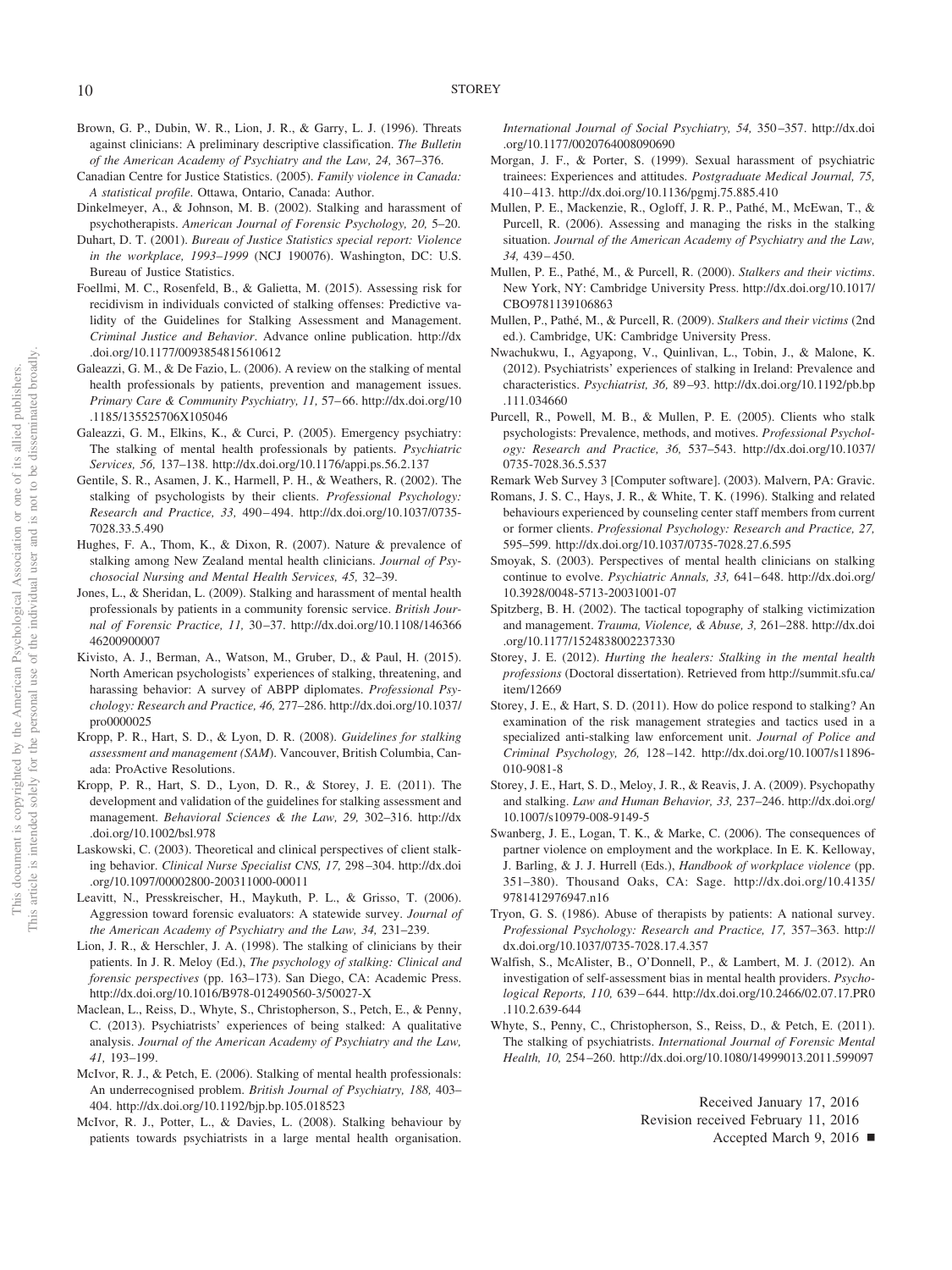Brown, G. P., Dubin, W. R., Lion, J. R., & Garry, L. J. (1996). Threats against clinicians: A preliminary descriptive classification. *The Bulletin of the American Academy of Psychiatry and the Law, 24,* 367–376.

Canadian Centre for Justice Statistics. (2005). *Family violence in Canada: A statistical profile*. Ottawa, Ontario, Canada: Author.

Dinkelmeyer, A., & Johnson, M. B. (2002). Stalking and harassment of psychotherapists. *American Journal of Forensic Psychology, 20,* 5–20.

Duhart, D. T. (2001). *Bureau of Justice Statistics special report: Violence in the workplace, 1993–1999* (NCJ 190076). Washington, DC: U.S. Bureau of Justice Statistics.

Foellmi, M. C., Rosenfeld, B., & Galietta, M. (2015). Assessing risk for recidivism in individuals convicted of stalking offenses: Predictive validity of the Guidelines for Stalking Assessment and Management. *Criminal Justice and Behavior*. Advance online publication. http://dx.doi.org/10.1177/0093854815610612

Galeazzi, G. M., & De Fazio, L. (2006). A review on the stalking of mental health professionals by patients, prevention and management issues. *Primary Care & Community Psychiatry, 11,* 57–66. http://dx.doi.org/10.1185/135525706X105046

Galeazzi, G. M., Elkins, K., & Curci, P. (2005). Emergency psychiatry: The stalking of mental health professionals by patients. *Psychiatric Services, 56,* 137–138. http://dx.doi.org/10.1176/appi.ps.56.2.137

Gentile, S. R., Asamen, J. K., Harmell, P. H., & Weathers, R. (2002). The stalking of psychologists by their clients. *Professional Psychology: Research and Practice, 33,* 490–494. http://dx.doi.org/10.1037/0735-7028.33.5.490

Hughes, F. A., Thom, K., & Dixon, R. (2007). Nature & prevalence of stalking among New Zealand mental health clinicians. *Journal of Psychosocial Nursing and Mental Health Services, 45,* 32–39.

Jones, L., & Sheridan, L. (2009). Stalking and harassment of mental health professionals by patients in a community forensic service. *British Journal of Forensic Practice, 11,* 30–37. http://dx.doi.org/10.1108/14636646200900007

Kivisto, A. J., Berman, A., Watson, M., Gruber, D., & Paul, H. (2015). North American psychologists' experiences of stalking, threatening, and harassing behavior: A survey of ABPP diplomates. *Professional Psychology: Research and Practice, 46,* 277–286. http://dx.doi.org/10.1037/pro0000025

Kropp, P. R., Hart, S. D., & Lyon, D. R. (2008). *Guidelines for stalking assessment and management (SAM)*. Vancouver, British Columbia, Canada: ProActive Resolutions.

Kropp, P. R., Hart, S. D., Lyon, D. R., & Storey, J. E. (2011). The development and validation of the guidelines for stalking assessment and management. *Behavioral Sciences & the Law, 29,* 302–316. http://dx.doi.org/10.1002/bsl.978

Laskowski, C. (2003). Theoretical and clinical perspectives of client stalking behavior. *Clinical Nurse Specialist CNS, 17,* 298–304. http://dx.doi.org/10.1097/00002800-200311000-00011

Leavitt, N., Presskreischer, H., Maykuth, P. L., & Grisso, T. (2006). Aggression toward forensic evaluators: A statewide survey. *Journal of the American Academy of Psychiatry and the Law, 34,* 231–239.

Lion, J. R., & Herschler, J. A. (1998). The stalking of clinicians by their patients. In J. R. Meloy (Ed.), *The psychology of stalking: Clinical and forensic perspectives* (pp. 163–173). San Diego, CA: Academic Press. http://dx.doi.org/10.1016/B978-012490560-3/50027-X

Maclean, L., Reiss, D., Whyte, S., Christopherson, S., Petch, E., & Penny, C. (2013). Psychiatrists' experiences of being stalked: A qualitative analysis. *Journal of the American Academy of Psychiatry and the Law, 41,* 193–199.

McIvor, R. J., & Petch, E. (2006). Stalking of mental health professionals: An underrecognised problem. *British Journal of Psychiatry, 188,* 403–404. http://dx.doi.org/10.1192/bjp.bp.105.018523

McIvor, R. J., Potter, L., & Davies, L. (2008). Stalking behaviour by patients towards psychiatrists in a large mental health organisation. *International Journal of Social Psychiatry, 54,* 350–357. http://dx.doi.org/10.1177/0020764008090690

Morgan, J. F., & Porter, S. (1999). Sexual harassment of psychiatric trainees: Experiences and attitudes. *Postgraduate Medical Journal, 75,* 410–413. http://dx.doi.org/10.1136/pgmj.75.885.410

Mullen, P. E., Mackenzie, R., Ogloff, J. R. P., Pathé, M., McEwan, T., & Purcell, R. (2006). Assessing and managing the risks in the stalking situation. *Journal of the American Academy of Psychiatry and the Law, 34,* 439–450.

Mullen, P. E., Pathé, M., & Purcell, R. (2000). *Stalkers and their victims*. New York, NY: Cambridge University Press. http://dx.doi.org/10.1017/CBO9781139106863

Mullen, P., Pathé, M., & Purcell, R. (2009). *Stalkers and their victims* (2nd ed.). Cambridge, UK: Cambridge University Press.

Nwachukwu, I., Agyapong, V., Quinlivan, L., Tobin, J., & Malone, K. (2012). Psychiatrists' experiences of stalking in Ireland: Prevalence and characteristics. *Psychiatrist, 36,* 89–93. http://dx.doi.org/10.1192/pb.bp.111.034660

Purcell, R., Powell, M. B., & Mullen, P. E. (2005). Clients who stalk psychologists: Prevalence, methods, and motives. *Professional Psychology: Research and Practice, 36,* 537–543. http://dx.doi.org/10.1037/0735-7028.36.5.537

Remark Web Survey 3 [Computer software]. (2003). Malvern, PA: Gravic.

Romans, J. S. C., Hays, J. R., & White, T. K. (1996). Stalking and related behaviours experienced by counseling center staff members from current or former clients. *Professional Psychology: Research and Practice, 27,* 595–599. http://dx.doi.org/10.1037/0735-7028.27.6.595

Smoyak, S. (2003). Perspectives of mental health clinicians on stalking continue to evolve. *Psychiatric Annals, 33,* 641–648. http://dx.doi.org/10.3928/0048-5713-20031001-07

Spitzberg, B. H. (2002). The tactical topography of stalking victimization and management. *Trauma, Violence, & Abuse, 3,* 261–288. http://dx.doi.org/10.1177/1524838002237330

Storey, J. E. (2012). *Hurting the healers: Stalking in the mental health professions* (Doctoral dissertation). Retrieved from http://summit.sfu.ca/item/12669

Storey, J. E., & Hart, S. D. (2011). How do police respond to stalking? An examination of the risk management strategies and tactics used in a specialized anti-stalking law enforcement unit. *Journal of Police and Criminal Psychology, 26,* 128–142. http://dx.doi.org/10.1007/s11896-010-9081-8

Storey, J. E., Hart, S. D., Meloy, J. R., & Reavis, J. A. (2009). Psychopathy and stalking. *Law and Human Behavior, 33,* 237–246. http://dx.doi.org/10.1007/s10979-008-9149-5

Swanberg, J. E., Logan, T. K., & Marke, C. (2006). The consequences of partner violence on employment and the workplace. In E. K. Kelloway, J. Barling, & J. J. Hurrell (Eds.), *Handbook of workplace violence* (pp. 351–380). Thousand Oaks, CA: Sage. http://dx.doi.org/10.4135/9781412976947.n16

Tryon, G. S. (1986). Abuse of therapists by patients: A national survey. *Professional Psychology: Research and Practice, 17,* 357–363. http://dx.doi.org/10.1037/0735-7028.17.4.357

Walfish, S., McAlister, B., O'Donnell, P., & Lambert, M. J. (2012). An investigation of self-assessment bias in mental health providers. *Psychological Reports, 110,* 639–644. http://dx.doi.org/10.2466/02.07.17.PR0.110.2.639-644

Whyte, S., Penny, C., Christopherson, S., Reiss, D., & Petch, E. (2011). The stalking of psychiatrists. *International Journal of Forensic Mental Health, 10,* 254–260. http://dx.doi.org/10.1080/14999013.2011.599097

Received January 17, 2016
Revision received February 11, 2016
Accepted March 9, 2016 ■